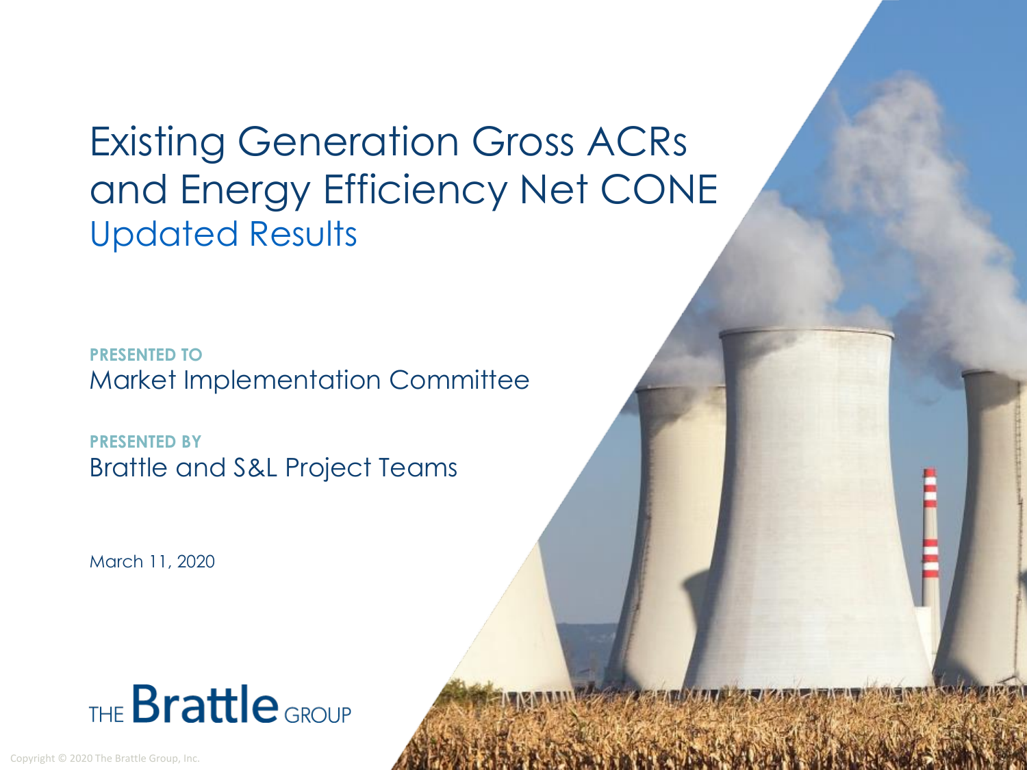# Existing Generation Gross ACRs and Energy Efficiency Net CONE

## Updated Results

**PRESENTED TO**

Market Implementation Committee

**PRESENTED BY**

Brattle and S&L Project Teams

March 11, 2020

THE Brattle GROUP

Copyright © 2020 The Brattle Group, Inc.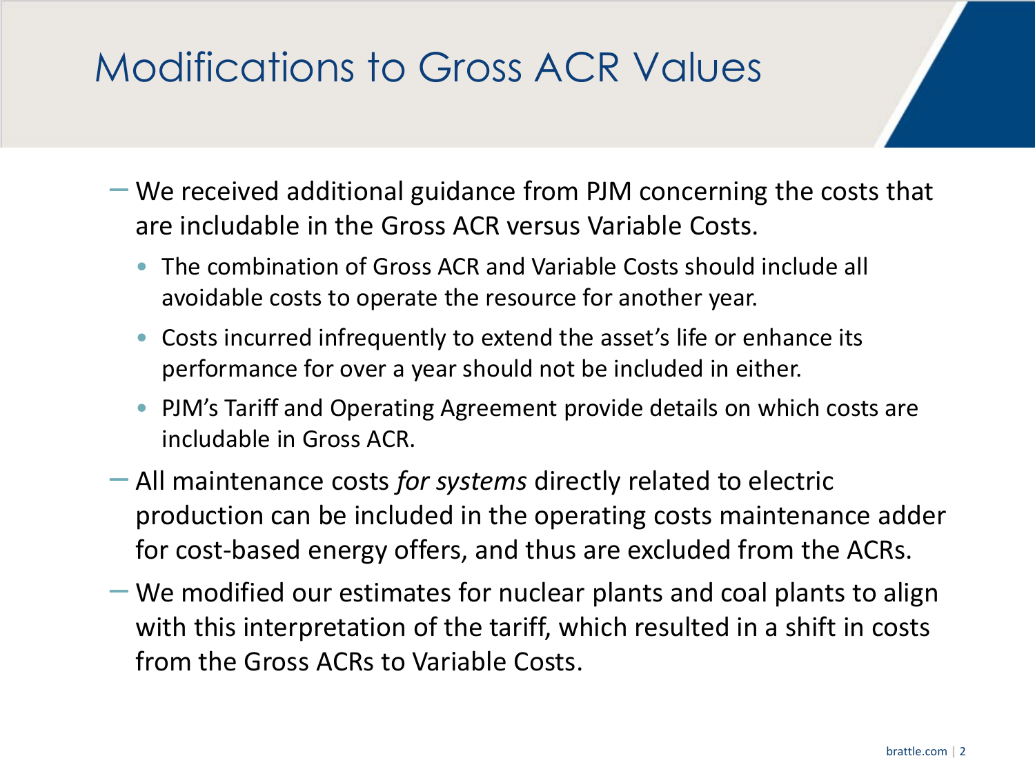# Modifications to Gross ACR Values

- We received additional guidance from PJM concerning the costs that are includable in the Gross ACR versus Variable Costs.
  - The combination of Gross ACR and Variable Costs should include all avoidable costs to operate the resource for another year.
  - Costs incurred infrequently to extend the asset's life or enhance its performance for over a year should not be included in either.
  - PJM's Tariff and Operating Agreement provide details on which costs are includable in Gross ACR.
- All maintenance costs *for systems* directly related to electric production can be included in the operating costs maintenance adder for cost-based energy offers, and thus are excluded from the ACRs.
- We modified our estimates for nuclear plants and coal plants to align with this interpretation of the tariff, which resulted in a shift in costs from the Gross ACRs to Variable Costs.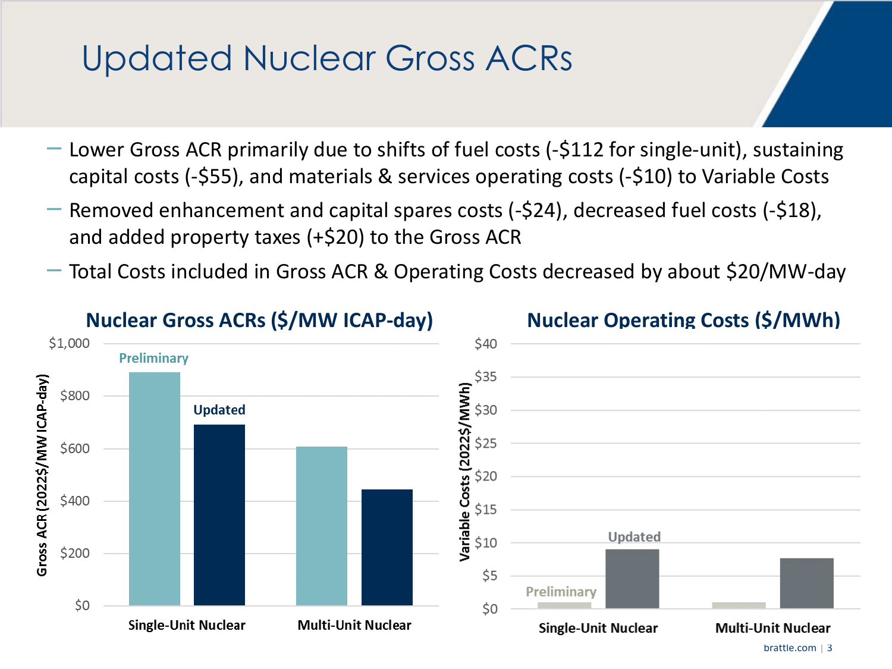# Updated Nuclear Gross ACRs

- Lower Gross ACR primarily due to shifts of fuel costs (-$112 for single-unit), sustaining capital costs (-$55), and materials & services operating costs (-$10) to Variable Costs
- Removed enhancement and capital spares costs (-$24), decreased fuel costs (-$18), and added property taxes (+$20) to the Gross ACR
- Total Costs included in Gross ACR & Operating Costs decreased by about $20/MW-day

**Nuclear Gross ACRs ($/MW ICAP-day)**

Gross ACR (2022$/MW ICAP-day)

$1,000
$800
$600
$400
$200
$0

Preliminary
Updated

Single-Unit Nuclear
Multi-Unit Nuclear

**Nuclear Operating Costs ($/MWh)**

Variable Costs (2022$/MWh)

$40
$35
$30
$25
$20
$15
$10
$5
$0

Preliminary
Updated

Single-Unit Nuclear
Multi-Unit Nuclear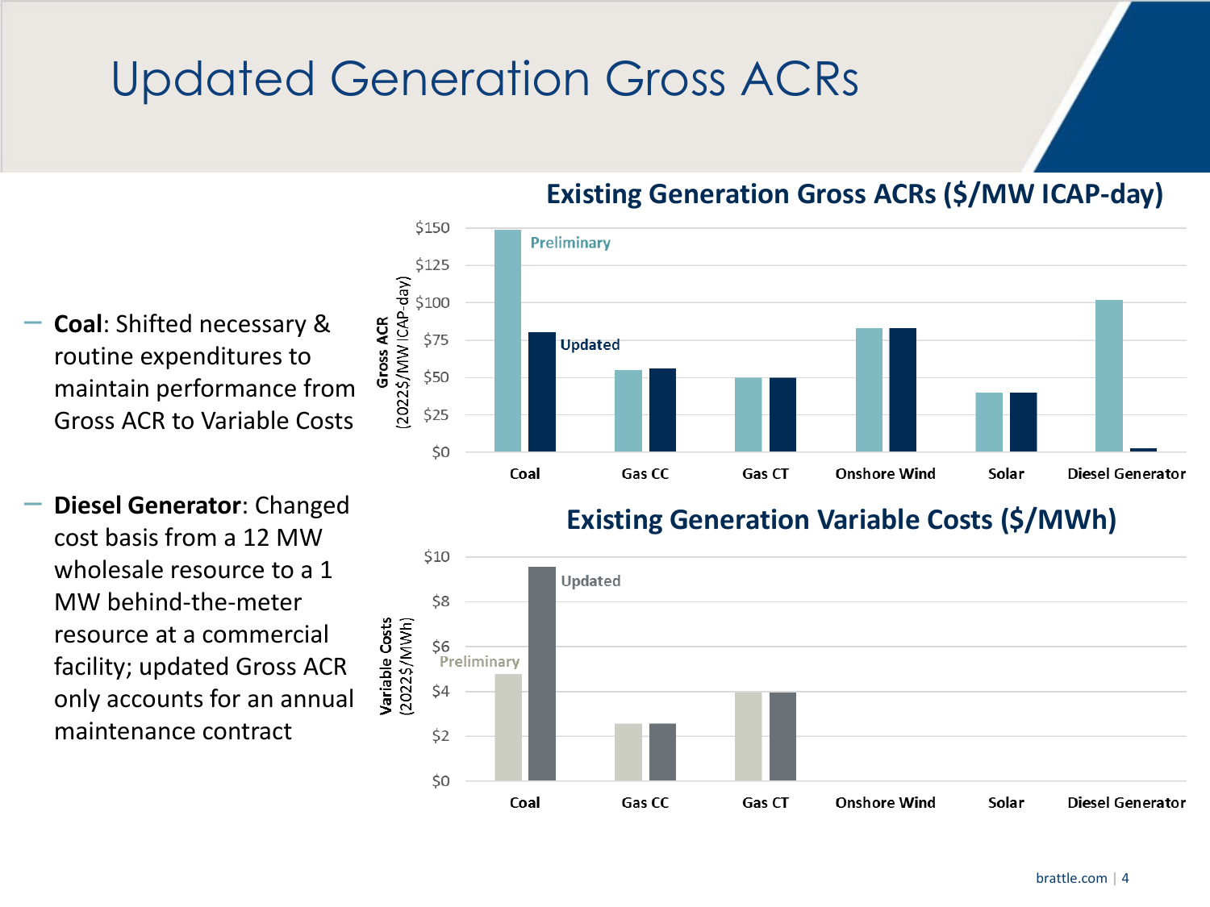# Updated Generation Gross ACRs

- **Coal**: Shifted necessary & routine expenditures to maintain performance from Gross ACR to Variable Costs
- **Diesel Generator**: Changed cost basis from a 12 MW wholesale resource to a 1 MW behind-the-meter resource at a commercial facility; updated Gross ACR only accounts for an annual maintenance contract

## Existing Generation Gross ACRs ($/MW ICAP-day)

Gross ACR (2022$/MW ICAP-day)

| | Preliminary | Updated |
|---|---|---|
| Coal | ~$148 | ~$80 |
| Gas CC | ~$55 | ~$56 |
| Gas CT | ~$50 | ~$50 |
| Onshore Wind | ~$83 | ~$83 |
| Solar | ~$40 | ~$40 |
| Diesel Generator | ~$102 | ~$2 |

## Existing Generation Variable Costs ($/MWh)

Variable Costs (2022$/MWh)

| | Preliminary | Updated |
|---|---|---|
| Coal | ~$4.8 | ~$9.5 |
| Gas CC | ~$2.5 | ~$2.5 |
| Gas CT | ~$3.9 | ~$3.9 |
| Onshore Wind | | |
| Solar | | |
| Diesel Generator | | |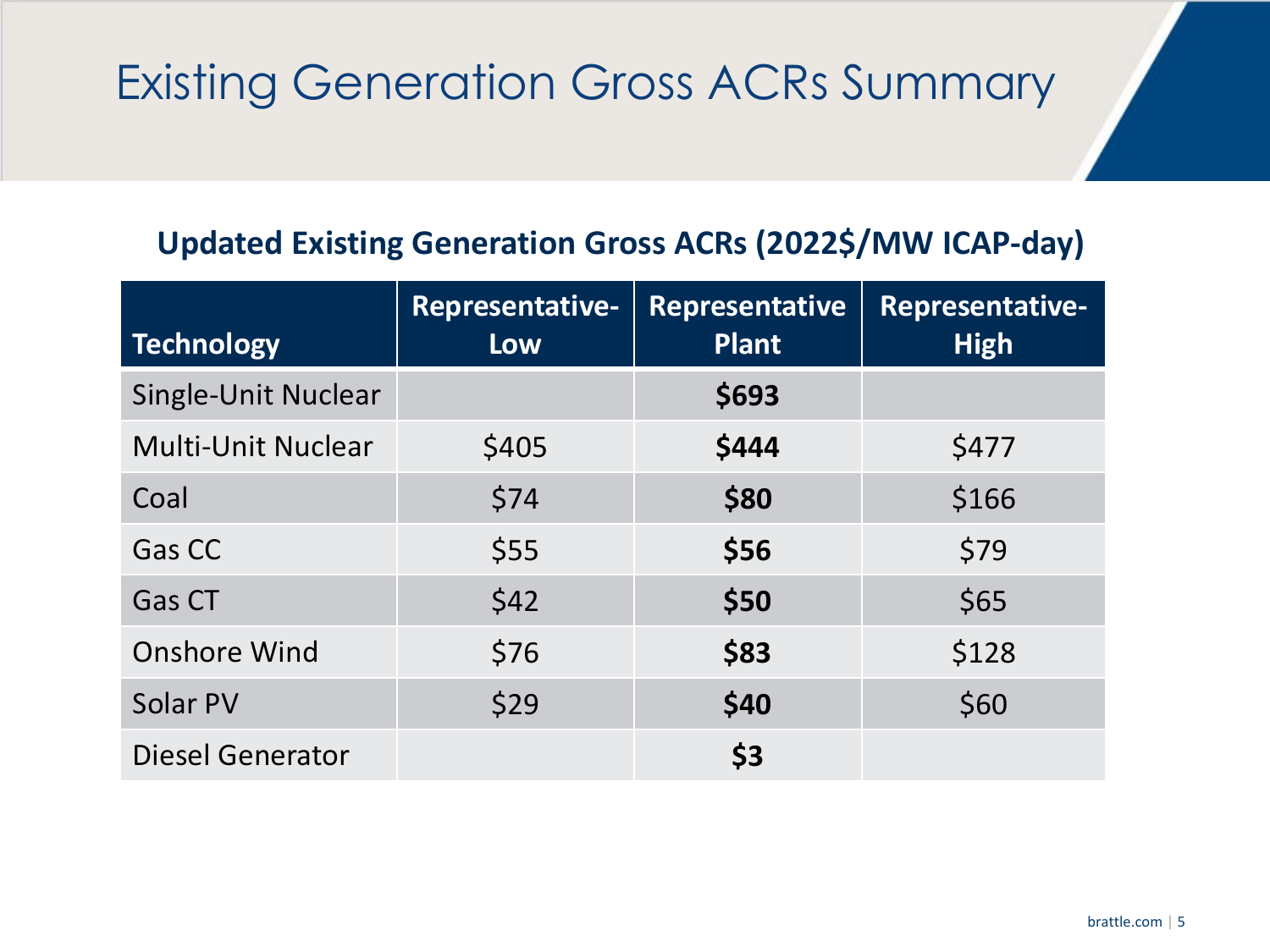# Existing Generation Gross ACRs Summary

**Updated Existing Generation Gross ACRs (2022$/MW ICAP-day)**

| Technology | Representative-Low | Representative Plant | Representative-High |
|---|---|---|---|
| Single-Unit Nuclear | | **$693** | |
| Multi-Unit Nuclear | $405 | **$444** | $477 |
| Coal | $74 | **$80** | $166 |
| Gas CC | $55 | **$56** | $79 |
| Gas CT | $42 | **$50** | $65 |
| Onshore Wind | $76 | **$83** | $128 |
| Solar PV | $29 | **$40** | $60 |
| Diesel Generator | | **$3** | |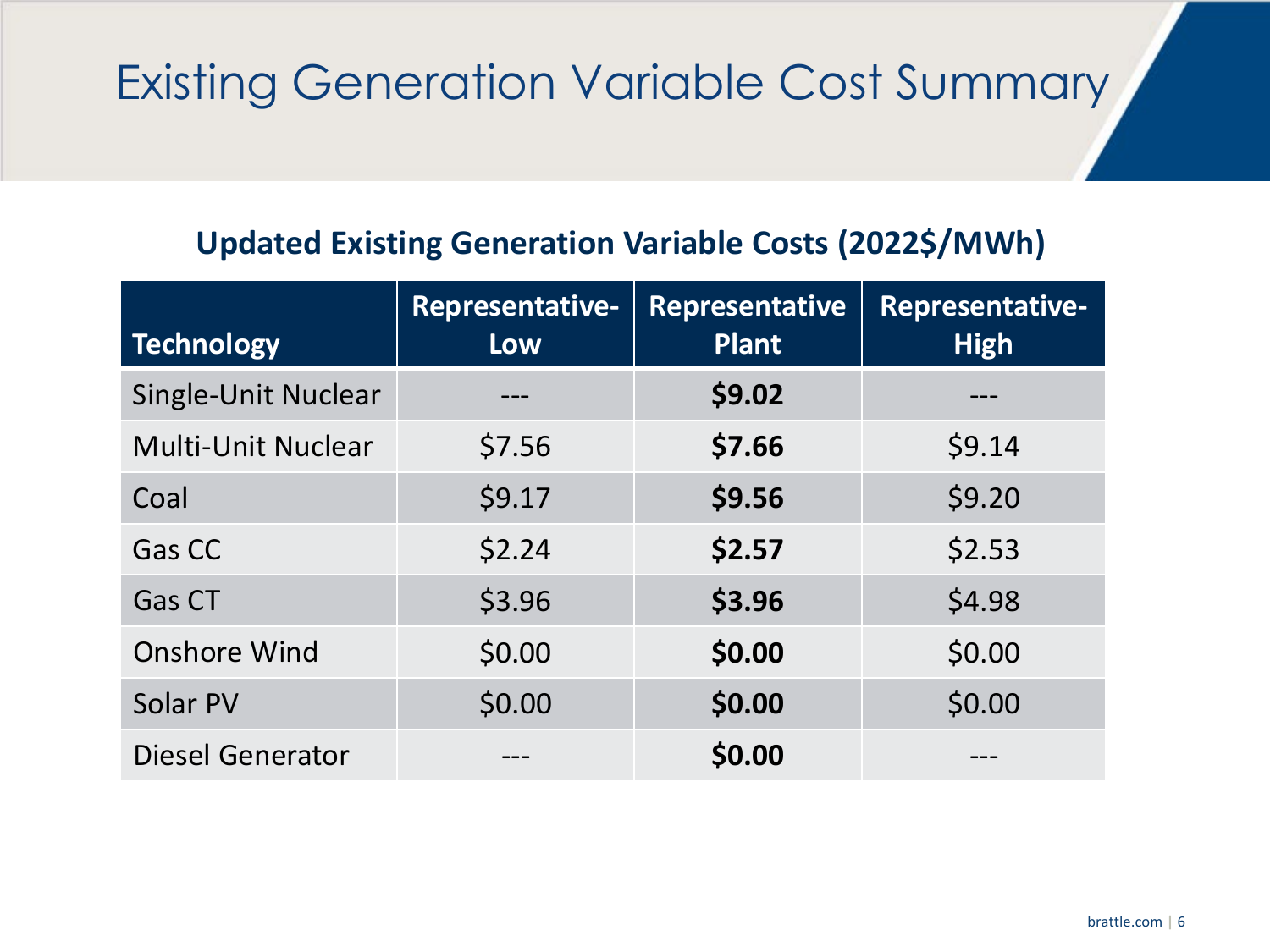# Existing Generation Variable Cost Summary

**Updated Existing Generation Variable Costs (2022$/MWh)**

| Technology | Representative-Low | Representative Plant | Representative-High |
|---|---|---|---|
| Single-Unit Nuclear | --- | **$9.02** | --- |
| Multi-Unit Nuclear | $7.56 | **$7.66** | $9.14 |
| Coal | $9.17 | **$9.56** | $9.20 |
| Gas CC | $2.24 | **$2.57** | $2.53 |
| Gas CT | $3.96 | **$3.96** | $4.98 |
| Onshore Wind | $0.00 | **$0.00** | $0.00 |
| Solar PV | $0.00 | **$0.00** | $0.00 |
| Diesel Generator | --- | **$0.00** | --- |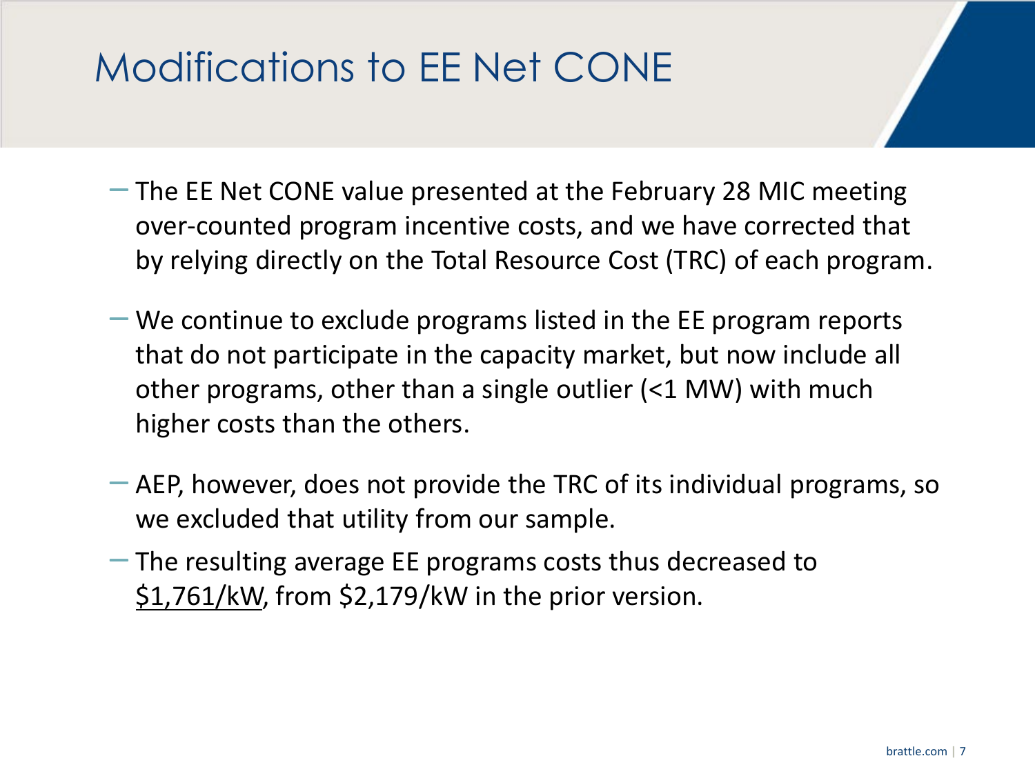# Modifications to EE Net CONE

- The EE Net CONE value presented at the February 28 MIC meeting over-counted program incentive costs, and we have corrected that by relying directly on the Total Resource Cost (TRC) of each program.
- We continue to exclude programs listed in the EE program reports that do not participate in the capacity market, but now include all other programs, other than a single outlier (<1 MW) with much higher costs than the others.
- AEP, however, does not provide the TRC of its individual programs, so we excluded that utility from our sample.
- The resulting average EE programs costs thus decreased to <u>$1,761/kW</u>, from $2,179/kW in the prior version.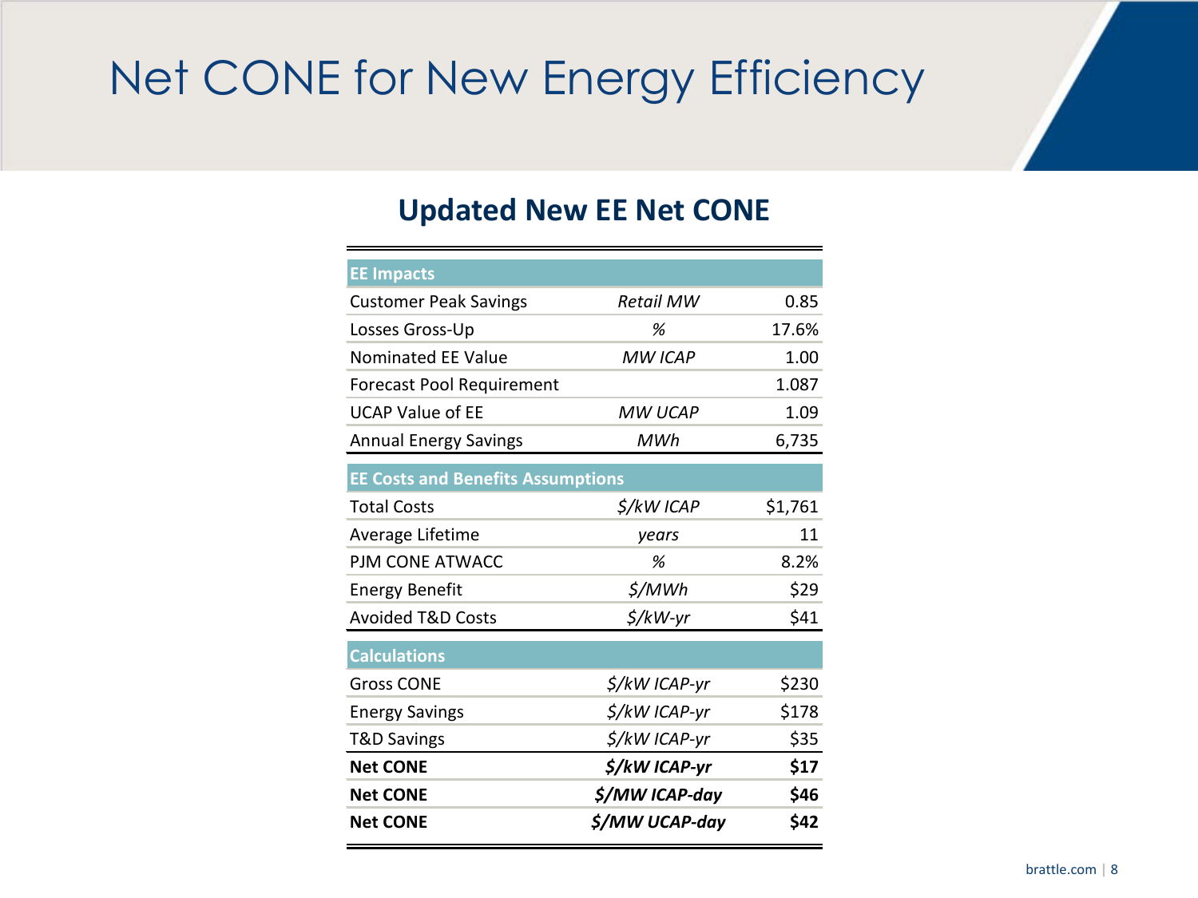# Net CONE for New Energy Efficiency

## Updated New EE Net CONE

| | | |
|---|---|---|
| **EE Impacts** | | |
| Customer Peak Savings | *Retail MW* | 0.85 |
| Losses Gross-Up | *%* | 17.6% |
| Nominated EE Value | *MW ICAP* | 1.00 |
| Forecast Pool Requirement | | 1.087 |
| UCAP Value of EE | *MW UCAP* | 1.09 |
| Annual Energy Savings | *MWh* | 6,735 |
| **EE Costs and Benefits Assumptions** | | |
| Total Costs | *$/kW ICAP* | $1,761 |
| Average Lifetime | *years* | 11 |
| PJM CONE ATWACC | *%* | 8.2% |
| Energy Benefit | *$/MWh* | $29 |
| Avoided T&D Costs | *$/kW-yr* | $41 |
| **Calculations** | | |
| Gross CONE | *$/kW ICAP-yr* | $230 |
| Energy Savings | *$/kW ICAP-yr* | $178 |
| T&D Savings | *$/kW ICAP-yr* | $35 |
| **Net CONE** | ***$/kW ICAP-yr*** | **$17** |
| **Net CONE** | ***$/MW ICAP-day*** | **$46** |
| **Net CONE** | ***$/MW UCAP-day*** | **$42** |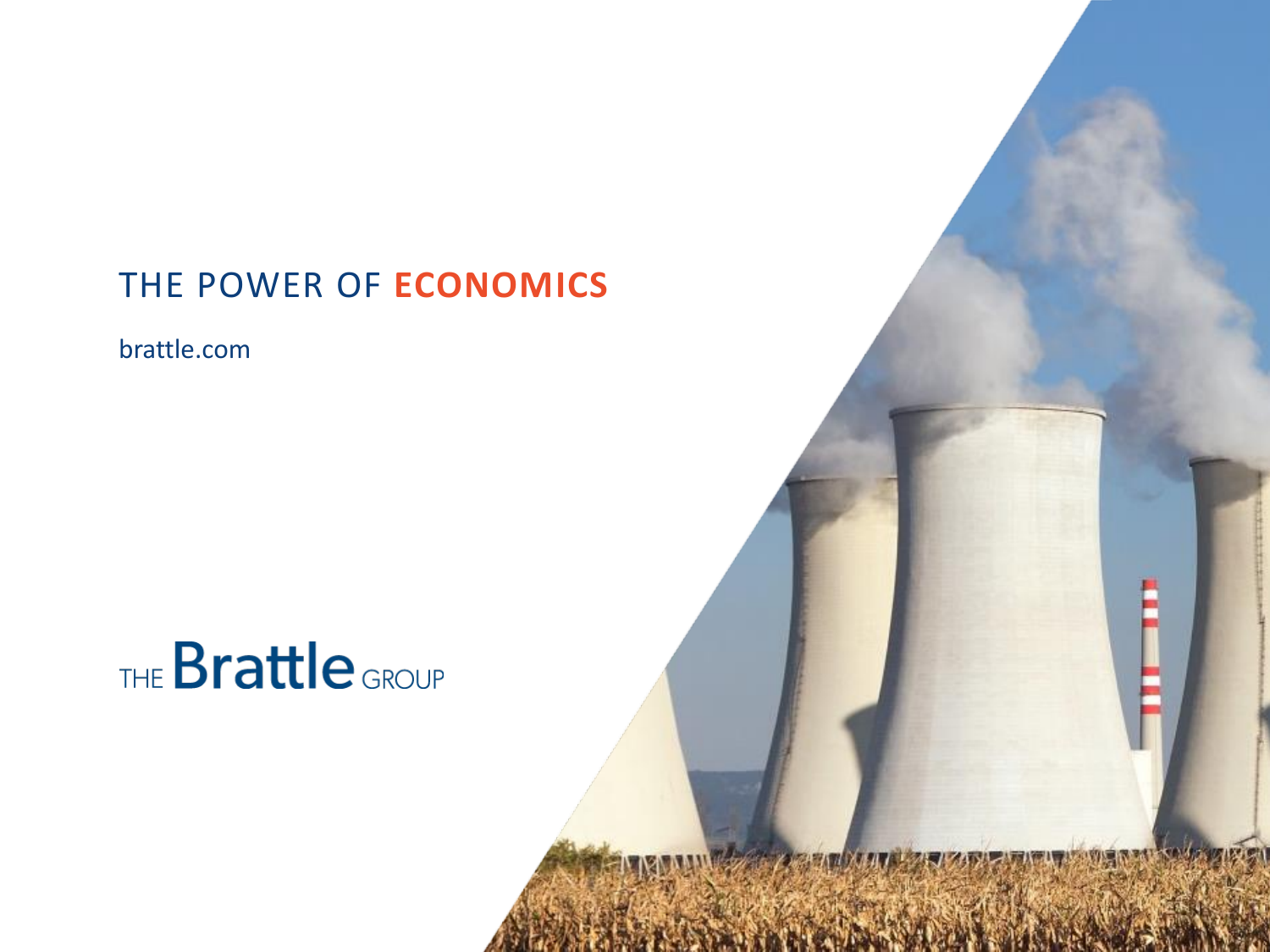THE POWER OF **ECONOMICS**

brattle.com

THE Brattle GROUP